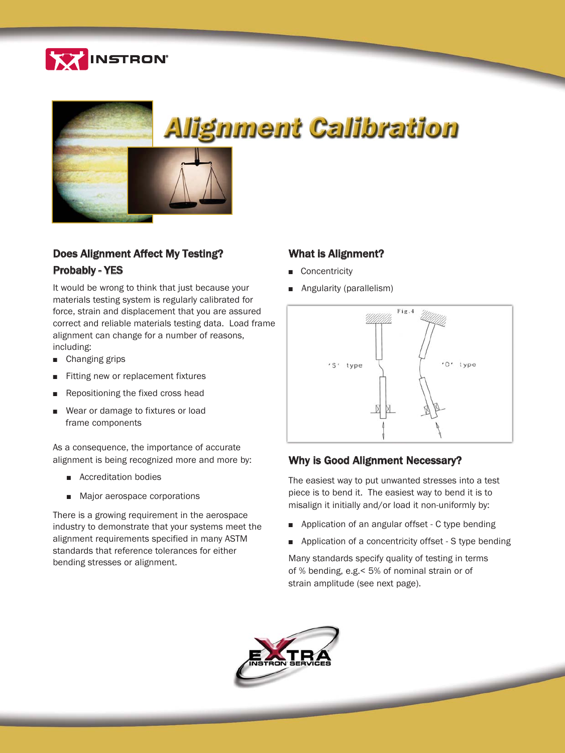# Alignment Calibration

## Does Alignment Affect My Testing? Probably - YES

It would be wrong to think that just because your materials testing system is regularly calibrated for force, strain and displacement that you are assured correct and reliable materials testing data. Load frame alignment can change for a number of reasons, including:

- Changing grips
- Fitting new or replacement fixtures
- Repositioning the fixed cross head
- Wear or damage to fixtures or load frame components

As a consequence, the importance of accurate alignment is being recognized more and more by:

- Accreditation bodies
- Major aerospace corporations

There is a growing requirement in the aerospace industry to demonstrate that your systems meet the alignment requirements specified in many ASTM standards that reference tolerances for either bending stresses or alignment.

## What is Alignment?

- Concentricity
- Angularity (parallelism)

Fig.4

'S' type

'C' type

## Why is Good Alignment Necessary?

The easiest way to put unwanted stresses into a test piece is to bend it. The easiest way to bend it is to misalign it initially and/or load it non-uniformly by:

- Application of an angular offset - C type bending
- Application of a concentricity offset - S type bending

Many standards specify quality of testing in terms of % bending, e.g.< 5% of nominal strain or of strain amplitude (see next page).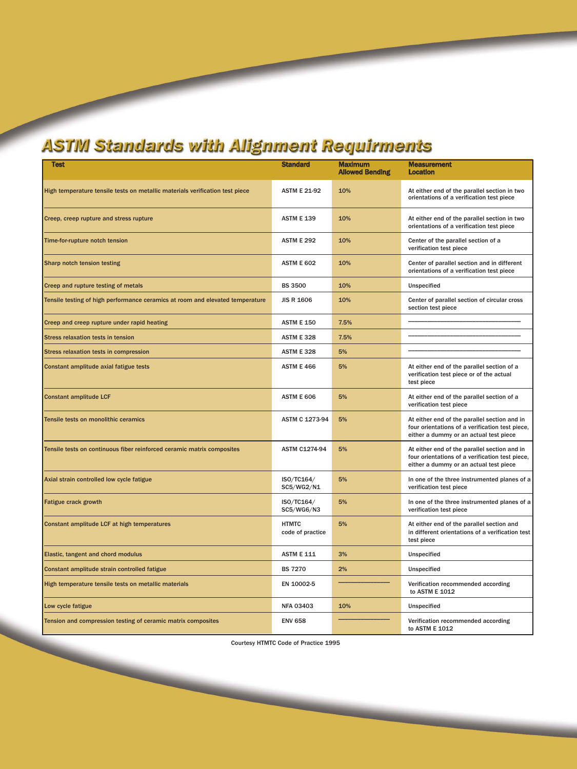# ASTM Standards with Alignment Requirments

| Test | Standard | Maximum Allowed Bending | Measurement Location |
|---|---|---|---|
| High temperature tensile tests on metallic materials verification test piece | ASTM E 21-92 | 10% | At either end of the parallel section in two orientations of a verification test piece |
| Creep, creep rupture and stress rupture | ASTM E 139 | 10% | At either end of the parallel section in two orientations of a verification test piece |
| Time-for-rupture notch tension | ASTM E 292 | 10% | Center of the parallel section of a verification test piece |
| Sharp notch tension testing | ASTM E 602 | 10% | Center of parallel section and in different orientations of a verification test piece |
| Creep and rupture testing of metals | BS 3500 | 10% | Unspecified |
| Tensile testing of high performance ceramics at room and elevated temperature | JIS R 1606 | 10% | Center of parallel section of circular cross section test piece |
| Creep and creep rupture under rapid heating | ASTM E 150 | 7.5% | ——— |
| Stress relaxation tests in tension | ASTM E 328 | 7.5% | ——— |
| Stress relaxation tests in compression | ASTM E 328 | 5% | ——— |
| Constant amplitude axial fatigue tests | ASTM E 466 | 5% | At either end of the parallel section of a verification test piece or of the actual test piece |
| Constant amplitude LCF | ASTM E 606 | 5% | At either end of the parallel section of a verification test piece |
| Tensile tests on monolithic ceramics | ASTM C 1273-94 | 5% | At either end of the parallel section and in four orientations of a verification test piece, either a dummy or an actual test piece |
| Tensile tests on continuous fiber reinforced ceramic matrix composites | ASTM C1274-94 | 5% | At either end of the parallel section and in four orientations of a verification test piece, either a dummy or an actual test piece |
| Axial strain controlled low cycle fatigue | ISO/TC164/ SC5/WG2/N1 | 5% | In one of the three instrumented planes of a verification test piece |
| Fatigue crack growth | ISO/TC164/ SC5/WG6/N3 | 5% | In one of the three instrumented planes of a verification test piece |
| Constant amplitude LCF at high temperatures | HTMTC code of practice | 5% | At either end of the parallel section and in different orientations of a verification test test piece |
| Elastic, tangent and chord modulus | ASTM E 111 | 3% | Unspecified |
| Constant amplitude strain controlled fatigue | BS 7270 | 2% | Unspecified |
| High temperature tensile tests on metallic materials | EN 10002-5 | ——— | Verification recommended according to ASTM E 1012 |
| Low cycle fatigue | NFA 03403 | 10% | Unspecified |
| Tension and compression testing of ceramic matrix composites | ENV 658 | ——— | Verification recommended according to ASTM E 1012 |

Courtesy HTMTC Code of Practice 1995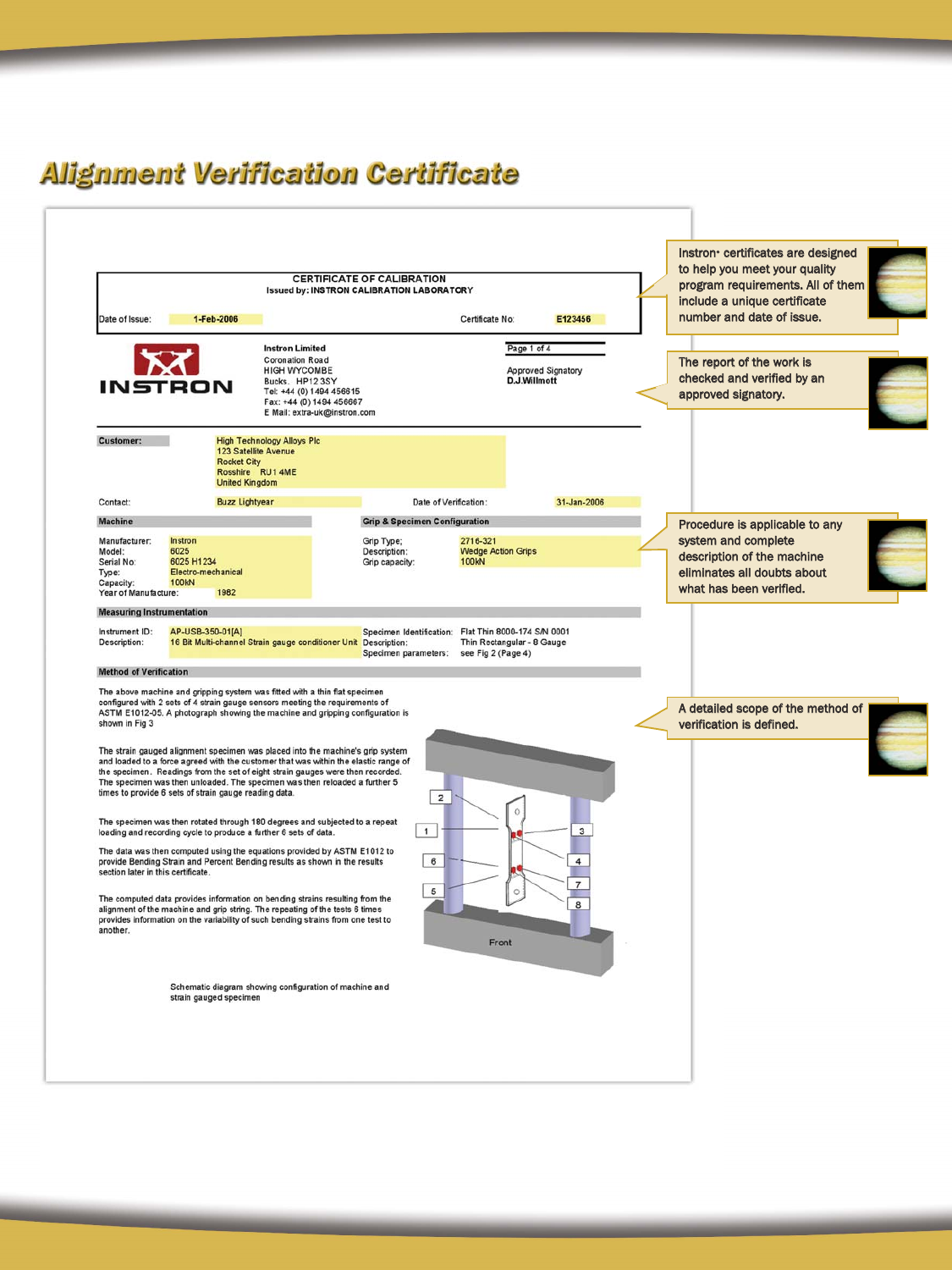# Alignment Verification Certificate

**CERTIFICATE OF CALIBRATION**
Issued by: INSTRON CALIBRATION LABORATORY

Date of Issue: 1-Feb-2006 Certificate No: E123456

INSTRON

Instron Limited
Coronation Road
HIGH WYCOMBE
Bucks. HP12 3SY
Tel: +44 (0) 1494 456815
Fax: +44 (0) 1494 456667
E Mail: extra-uk@instron.com

Approved Signatory
D.J.Willmott

**Customer:** High Technology Alloys Plc
123 Satellite Avenue
Rocket City
Rosshire RU1 4ME
United Kingdom

Contact: Buzz Lightyear Date of Verification: 31-Jan-2006

**Machine**

Manufacturer: Instron
Model: 6025
Serial No: 6025 H1234
Type: Electro-mechanical
Capacity: 100kN
Year of Manufacture: 1982

**Grip & Specimen Configuration**

Grip Type: 2716-321
Description: Wedge Action Grips
Grip capacity: 100kN

**Measuring Instrumentation**

Instrument ID: AP-USB-350-01[A]
Description: 16 Bit Multi-channel Strain gauge conditioner Unit

Specimen Identification: Flat Thin 8000-174 S/N 0001
Description: Thin Rectangular - 8 Gauge
Specimen parameters: see Fig 2 (Page 4)

**Method of Verification**

The above machine and gripping system was fitted with a thin flat specimen configured with 2 sets of 4 strain gauge sensors meeting the requirements of ASTM E1012-05. A photograph showing the machine and gripping configuration is shown in Fig 3

The strain gauged alignment specimen was placed into the machine's grip system and loaded to a force agreed with the customer that was within the elastic range of the specimen. Readings from the set of eight strain gauges were then recorded. The specimen was then unloaded. The specimen was then reloaded a further 5 times to provide 6 sets of strain gauge reading data.

The specimen was then rotated through 180 degrees and subjected to a repeat loading and recording cycle to produce a further 6 sets of data.

The data was then computed using the equations provided by ASTM E1012 to provide Bending Strain and Percent Bending results as shown in the results section later in this certificate.

The computed data provides information on bending strains resulting from the alignment of the machine and grip string. The repeating of the tests 6 times provides information on the variability of such bending strains from one test to another.

Schematic diagram showing configuration of machine and strain gauged specimen

---

Instron® certificates are designed to help you meet your quality program requirements. All of them include a unique certificate number and date of issue.

The report of the work is checked and verified by an approved signatory.

Procedure is applicable to any system and complete description of the machine eliminates all doubts about what has been verified.

A detailed scope of the method of verification is defined.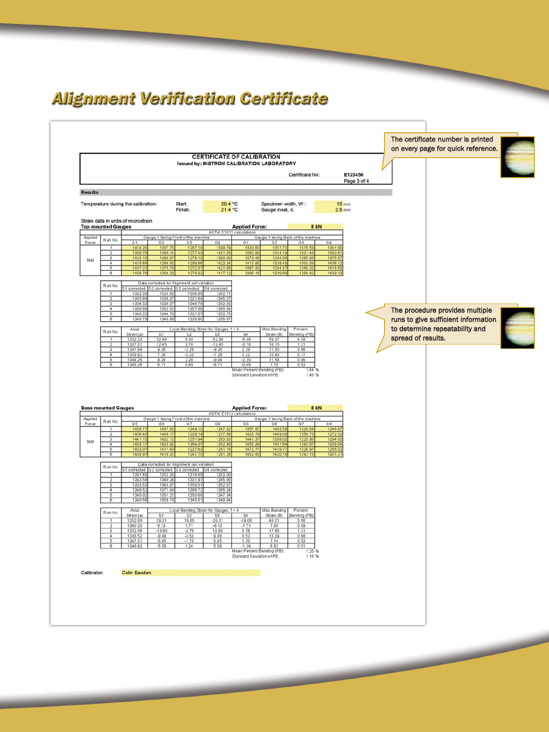# Alignment Verification Certificate

> The certificate number is printed on every page for quick reference.

> The procedure provides multiple runs to give sufficient information to determine repeatability and spread of results.

**CERTIFICATE OF CALIBRATION**
**Issued by: INSTRON CALIBRATION LABORATORY**

Certificate No: E123456
Page 3 of 4

**Results**

| Temperature during the calibration: | Start: | 20.4 °C | Specimen width, W: | 15 mm |
| --- | --- | --- | --- | --- |
| | Finish: | 21.4 °C | Gauge inset, d: | 2.5 mm |

Strain data in units of microstrain

**Top mounted Gauges** — Applied Force: 8 kN

ASTM E1012 calculations

| Applied Force | Run No. | Gauge 1 facing Front of the machine | | | | Gauge 1 facing Back of the machine | | | |
| --- | --- | --- | --- | --- | --- | --- | --- | --- | --- |
| | | G1 | G2 | G3 | G4 | G1 | G2 | G3 | G4 |
| 8kN | 1 | 1414.20 | 1307.75 | 1287.18 | 1399.79 | 1330.60 | 1351.73 | 1376.59 | 1341.90 |
| | 2 | 1389.79 | 1280.14 | 1277.49 | 1401.80 | 1382.98 | 1314.19 | 1301.49 | 1392.61 |
| | 3 | 1423.10 | 1298.07 | 1278.19 | 1392.00 | 1379.46 | 1294.08 | 1285.98 | 1375.07 |
| | 4 | 1418.68 | 1298.92 | 1299.86 | 1422.24 | 1413.95 | 1308.49 | 1303.09 | 1406.12 |
| | 5 | 1407.21 | 1275.78 | 1272.37 | 1421.89 | 1387.42 | 1284.37 | 1289.22 | 1413.63 |
| | 6 | 1408.76 | 1289.23 | 1278.92 | 1417.12 | 1396.18 | 1309.68 | 1288.82 | 1409.13 |

| Run No. | Data corrected for Alignment cell variation | | | |
| --- | --- | --- | --- | --- |
| | G1 corrected | G2 corrected | G3 corrected | G4 corrected |
| 1 | 1382.39 | 1324.63 | 1308.98 | 1382.71 |
| 2 | 1345.64 | 1336.37 | 1321.64 | 1345.57 |
| 3 | 1354.53 | 1338.57 | 1346.76 | 1353.50 |
| 4 | 1380.88 | 1352.52 | 1357.66 | 1368.84 |
| 5 | 1348.22 | 1344.70 | 1331.37 | 1352.75 |
| 6 | 1348.79 | 1348.68 | 1338.90 | 1356.67 |

| Run No. | Axial Strain (a) | Local Bending Strain for Gauges 1 ~ 4 | | | | Max Bending Strain (B) | Percent Bending (PB) |
| --- | --- | --- | --- | --- | --- | --- | --- |
| | | b1 | b2 | b3 | b4 | | |
| 1 | 1352.23 | 52.99 | 6.38 | -52.99 | -6.38 | 59.37 | 4.39 |
| 2 | 1337.31 | 12.45 | 3.70 | -12.45 | -3.70 | 16.15 | 1.21 |
| 3 | 1347.84 | 9.26 | -2.29 | -9.26 | 2.29 | 11.55 | 0.86 |
| 4 | 1359.92 | 7.26 | -3.22 | -7.26 | 3.22 | 10.48 | 0.77 |
| 5 | 1344.26 | 9.34 | 2.20 | -9.34 | -2.20 | 11.54 | 0.86 |
| 6 | 1348.26 | 6.71 | 0.48 | -6.71 | -0.48 | 7.18 | 0.53 |

Mean Percent Bending (PB): 1.44 %
Standard Deviation of PB: 1.46 %

**Base mounted Gauges** — Applied Force: 8 kN

ASTM E1012 calculations

| Applied Force | Run No. | Gauge 1 facing Front of the machine | | | | Gauge 1 facing Back of the machine | | | |
| --- | --- | --- | --- | --- | --- | --- | --- | --- | --- |
| | | G5 | G6 | G7 | G8 | G5 | G6 | G7 | G8 |
| 8kN | 1 | 1456.77 | 1457.83 | 1249.10 | 1247.82 | 1357.87 | 1462.59 | 1326.04 | 1246.87 |
| | 2 | 1436.40 | 1408.17 | 1239.14 | 1277.08 | 1433.79 | 1449.08 | 1250.75 | 1272.32 |
| | 3 | 1441.15 | 1432.12 | 1251.94 | 1263.03 | 1441.37 | 1398.03 | 1225.90 | 1294.03 |
| | 4 | 1453.17 | 1433.92 | 1264.07 | 1302.90 | 1459.34 | 1431.64 | 1243.87 | 1309.04 |
| | 5 | 1453.07 | 1417.40 | 1237.63 | 1281.15 | 1472.77 | 1419.77 | 1226.97 | 1285.02 |
| | 6 | 1438.97 | 1418.31 | 1247.10 | 1291.28 | 1452.45 | 1420.18 | 1242.15 | 1301.21 |

| Run No. | Data corrected for Alignment cell variation | | | |
| --- | --- | --- | --- | --- |
| | G1 corrected | G2 corrected | G3 corrected | G4 corrected |
| 1 | 1391.40 | 1352.35 | 1314.46 | 1353.30 |
| 2 | 1343.58 | 1340.24 | 1331.97 | 1345.00 |
| 3 | 1333.53 | 1363.07 | 1359.57 | 1352.97 |
| 4 | 1348.52 | 1371.48 | 1368.72 | 1365.34 |
| 5 | 1340.02 | 1351.21 | 1350.68 | 1347.34 |
| 6 | 1340.56 | 1359.78 | 1345.51 | 1349.84 |

| Run No. | Axial Strain (a) | Local Bending Strain for Gauges 1 ~ 4 | | | | Max Bending Strain (B) | Percent Bending (PB) |
| --- | --- | --- | --- | --- | --- | --- | --- |
| | | b1 | b2 | b3 | b4 | | |
| 1 | 1352.88 | 29.21 | 19.00 | -29.21 | -19.00 | 48.21 | 3.56 |
| 2 | 1340.20 | 6.13 | 1.71 | -6.13 | -1.71 | 7.85 | 0.59 |
| 3 | 1352.06 | -13.89 | -3.75 | 13.89 | 3.76 | 17.65 | 1.31 |
| 4 | 1363.52 | -9.88 | -3.52 | 9.88 | 3.52 | 13.39 | 0.98 |
| 5 | 1347.31 | -5.45 | -1.70 | 5.45 | 1.70 | 7.14 | 0.53 |
| 6 | 1348.92 | -5.58 | 1.24 | 5.58 | -1.24 | 6.82 | 0.51 |

Mean Percent Bending (PB): 1.25 %
Standard Deviation of PB: 1.18 %

Calibrator: Colin Easden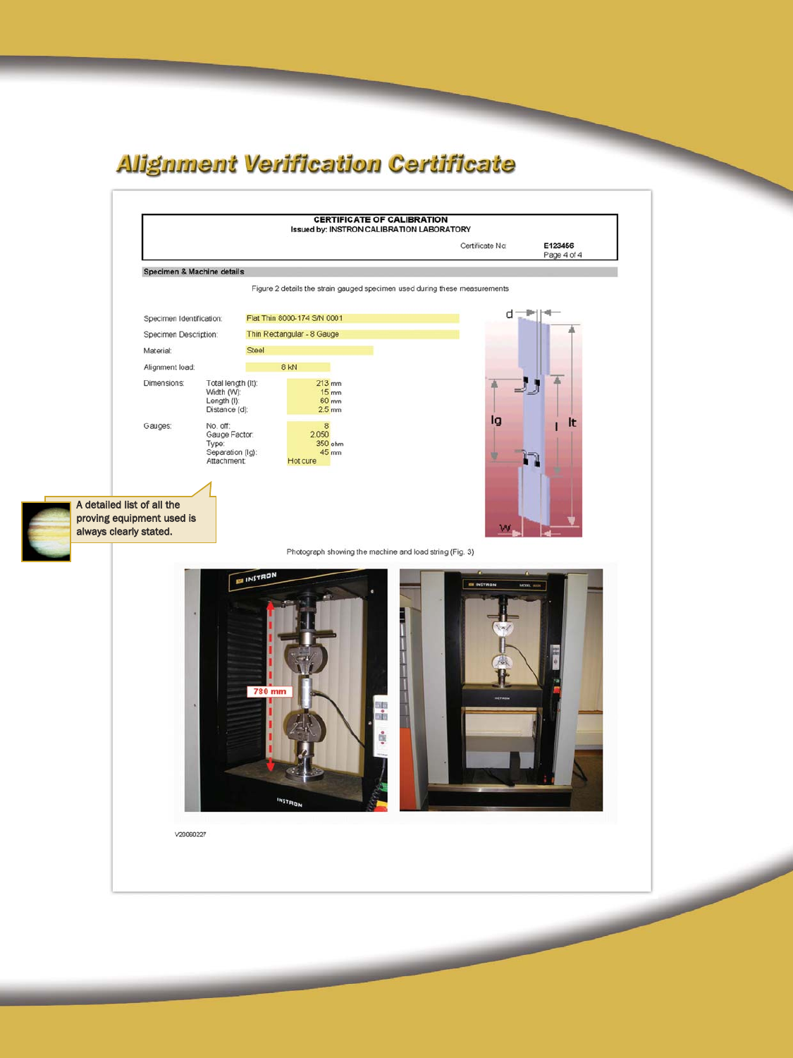# Alignment Verification Certificate

**CERTIFICATE OF CALIBRATION**
Issued by: INSTRON CALIBRATION LABORATORY

Certificate No: **E123456**
Page 4 of 4

**Specimen & Machine details**

Figure 2 details the strain gauged specimen used during these measurements

| | | |
|---|---|---|
| Specimen Identification: | Flat Thin 8000-174 S/N 0001 | |
| Specimen Description: | Thin Rectangular - 8 Gauge | |
| Material: | Steel | |
| Alignment load: | 8 kN | |
| Dimensions: | Total length (lt): | 213 mm |
| | Width (W): | 15 mm |
| | Length (l): | 60 mm |
| | Distance (d): | 2.5 mm |
| Gauges: | No. off: | 8 |
| | Gauge Factor: | 2.050 |
| | Type: | 350 ohm |
| | Separation (lg): | 45 mm |
| | Attachment: | Hot cure |

d, lg, l, lt, W

A detailed list of all the proving equipment used is always clearly stated.

Photograph showing the machine and load string (Fig. 3)

780 mm

V20060227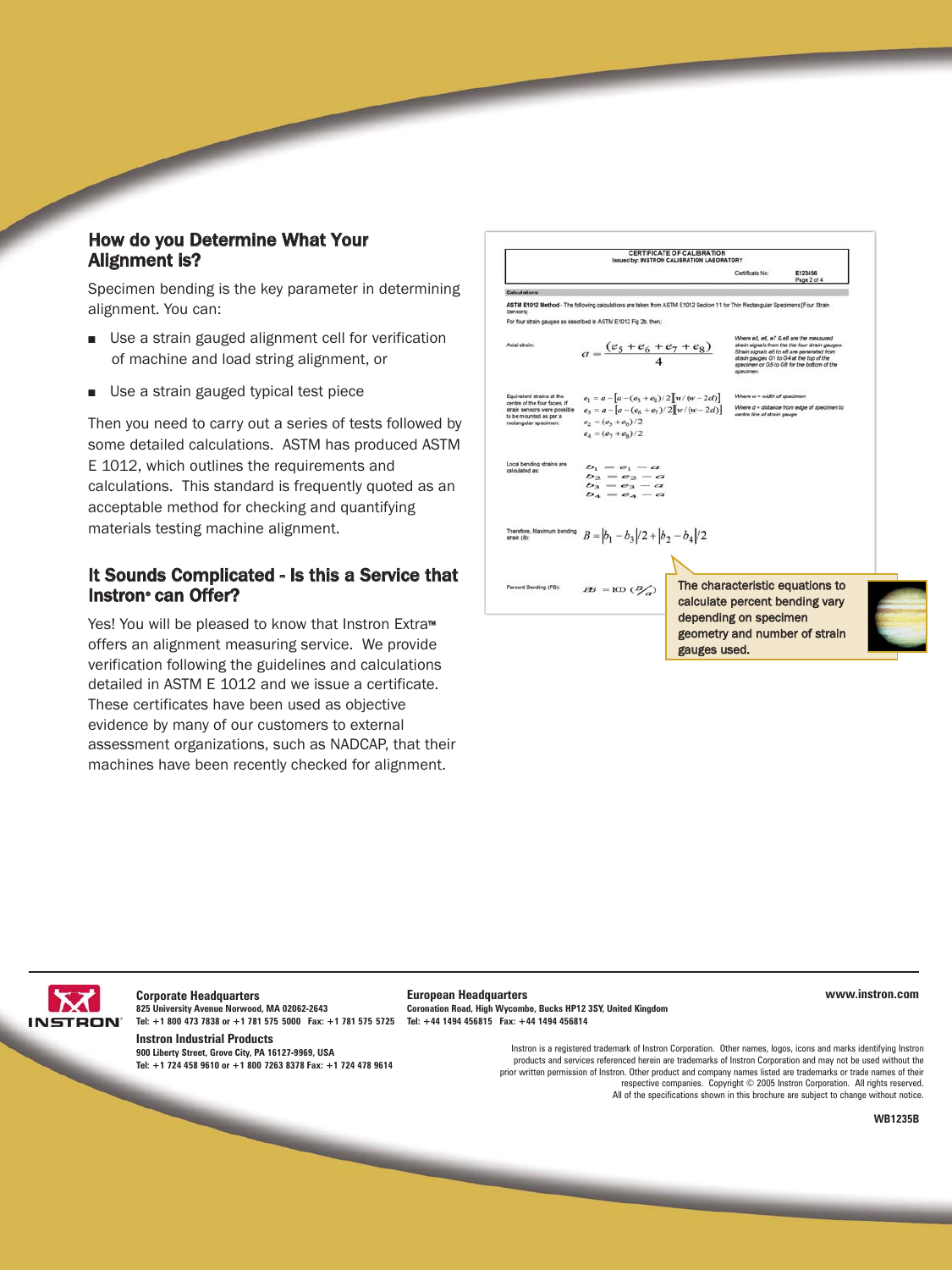## How do you Determine What Your Alignment is?

Specimen bending is the key parameter in determining alignment. You can:

- Use a strain gauged alignment cell for verification of machine and load string alignment, or
- Use a strain gauged typical test piece

Then you need to carry out a series of tests followed by some detailed calculations. ASTM has produced ASTM E 1012, which outlines the requirements and calculations. This standard is frequently quoted as an acceptable method for checking and quantifying materials testing machine alignment.

## It Sounds Complicated - Is this a Service that Instron® can Offer?

Yes! You will be pleased to know that Instron Extra™ offers an alignment measuring service. We provide verification following the guidelines and calculations detailed in ASTM E 1012 and we issue a certificate. These certificates have been used as objective evidence by many of our customers to external assessment organizations, such as NADCAP, that their machines have been recently checked for alignment.

**CERTIFICATE OF CALIBRATION**
**Issued by: INSTRON CALIBRATION LABORATORY**

Certificate No: E123456
Page 2 of 4

**Calculations**

**ASTM E1012 Method** - The following calculations are taken from ASTM E1012 Section 11 for Thin Rectangular Specimens [Four Strain Sensors]

For four strain gauges as described in ASTM E1012 Fig 2b, then;

Axial strain:

$$a = \frac{(e_5 + e_6 + e_7 + e_8)}{4}$$

*Where e5, e6, e7 & e8 are the measured strain signals from the the four strain gauges. Strain signals e5 to e8 are generated from strain gauges G1 to G4 at the top of the specimen or G5 to G8 for the bottom of the specimen.*

Equivalent strains at the centre of the four faces, if strain sensors were possible to be mounted as per a rectangular specimen:

$$e_1 = a - [a - (e_5 + e_8)/2][w/(w - 2d)]$$
$$e_3 = a - [a - (e_6 + e_7)/2][w/(w - 2d)]$$
$$e_2 = (e_5 + e_6)/2$$
$$e_4 = (e_7 + e_8)/2$$

*Where w = width of specimen*

*Where d = distance from edge of specimen to centre line of strain gauge*

Local bending strains are calculated as:

$$b_1 = e_1 - a$$
$$b_2 = e_2 - a$$
$$b_3 = e_3 - a$$
$$b_4 = e_4 - a$$

Therefore, Maximum bending strain (B):

$$B = |b_1 - b_3|/2 + |b_2 - b_4|/2$$

Percent Bending (PB):

$$PB = 100\,(B/a)$$

The characteristic equations to calculate percent bending vary depending on specimen geometry and number of strain gauges used.

**Corporate Headquarters**
825 University Avenue Norwood, MA 02062-2643
Tel: +1 800 473 7838 or +1 781 575 5000 Fax: +1 781 575 5725

**Instron Industrial Products**
900 Liberty Street, Grove City, PA 16127-9969, USA
Tel: +1 724 458 9610 or +1 800 7263 8378 Fax: +1 724 478 9614

**European Headquarters**
Coronation Road, High Wycombe, Bucks HP12 3SY, United Kingdom
Tel: +44 1494 456815 Fax: +44 1494 456814

**www.instron.com**

Instron is a registered trademark of Instron Corporation. Other names, logos, icons and marks identifying Instron products and services referenced herein are trademarks of Instron Corporation and may not be used without the prior written permission of Instron. Other product and company names listed are trademarks or trade names of their respective companies. Copyright © 2005 Instron Corporation. All rights reserved. All of the specifications shown in this brochure are subject to change without notice.

WB1235B